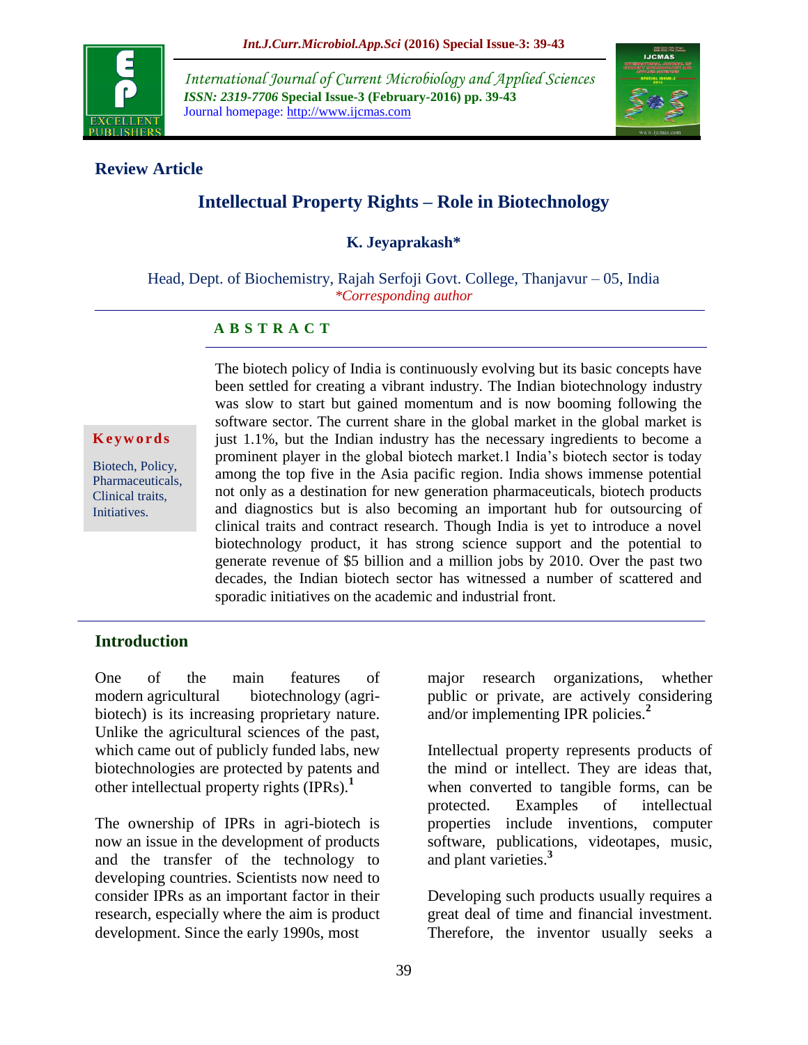International Journal of Current Microbiology and Applied Sciences
*ISSN: 2319-7706* **Special Issue-3 (February-2016) pp. 39-43**
Journal homepage: http://www.ijcmas.com

**Review Article**

# Intellectual Property Rights – Role in Biotechnology

**K. Jeyaprakash***

Head, Dept. of Biochemistry, Rajah Serfoji Govt. College, Thanjavur – 05, India
*\*Corresponding author*

**Keywords**

Biotech, Policy, Pharmaceuticals, Clinical traits, Initiatives.

## ABSTRACT

The biotech policy of India is continuously evolving but its basic concepts have been settled for creating a vibrant industry. The Indian biotechnology industry was slow to start but gained momentum and is now booming following the software sector. The current share in the global market in the global market is just 1.1%, but the Indian industry has the necessary ingredients to become a prominent player in the global biotech market.1 India's biotech sector is today among the top five in the Asia pacific region. India shows immense potential not only as a destination for new generation pharmaceuticals, biotech products and diagnostics but is also becoming an important hub for outsourcing of clinical traits and contract research. Though India is yet to introduce a novel biotechnology product, it has strong science support and the potential to generate revenue of $5 billion and a million jobs by 2010. Over the past two decades, the Indian biotech sector has witnessed a number of scattered and sporadic initiatives on the academic and industrial front.

## Introduction

One of the main features of modern agricultural biotechnology (agri-biotech) is its increasing proprietary nature. Unlike the agricultural sciences of the past, which came out of publicly funded labs, new biotechnologies are protected by patents and other intellectual property rights (IPRs).[1]

The ownership of IPRs in agri-biotech is now an issue in the development of products and the transfer of the technology to developing countries. Scientists now need to consider IPRs as an important factor in their research, especially where the aim is product development. Since the early 1990s, most major research organizations, whether public or private, are actively considering and/or implementing IPR policies.[2]

Intellectual property represents products of the mind or intellect. They are ideas that, when converted to tangible forms, can be protected. Examples of intellectual properties include inventions, computer software, publications, videotapes, music, and plant varieties.[3]

Developing such products usually requires a great deal of time and financial investment. Therefore, the inventor usually seeks a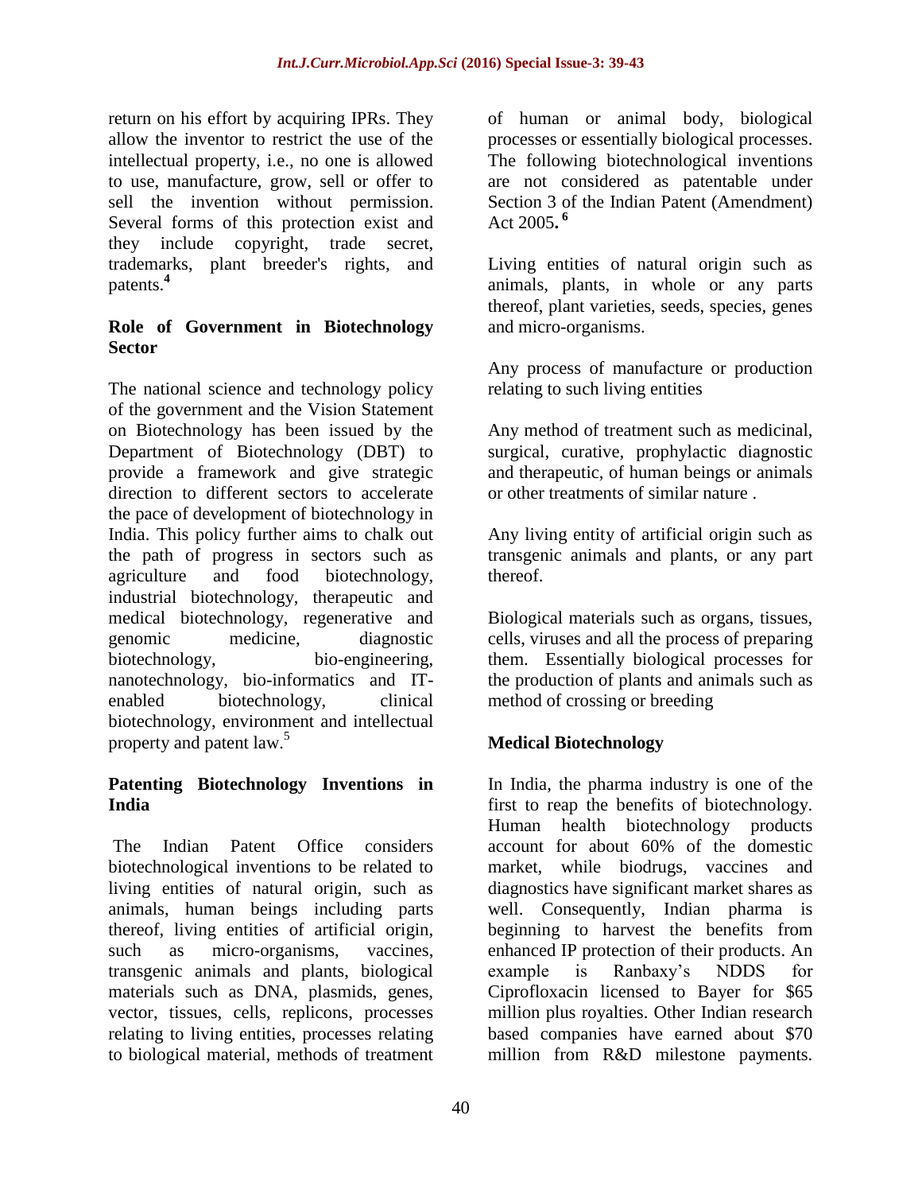return on his effort by acquiring IPRs. They allow the inventor to restrict the use of the intellectual property, i.e., no one is allowed to use, manufacture, grow, sell or offer to sell the invention without permission. Several forms of this protection exist and they include copyright, trade secret, trademarks, plant breeder's rights, and patents.[4]

**Role of Government in Biotechnology Sector**

The national science and technology policy of the government and the Vision Statement on Biotechnology has been issued by the Department of Biotechnology (DBT) to provide a framework and give strategic direction to different sectors to accelerate the pace of development of biotechnology in India. This policy further aims to chalk out the path of progress in sectors such as agriculture and food biotechnology, industrial biotechnology, therapeutic and medical biotechnology, regenerative and genomic medicine, diagnostic biotechnology, bio-engineering, nanotechnology, bio-informatics and IT-enabled biotechnology, clinical biotechnology, environment and intellectual property and patent law.[5]

**Patenting Biotechnology Inventions in India**

The Indian Patent Office considers biotechnological inventions to be related to living entities of natural origin, such as animals, human beings including parts thereof, living entities of artificial origin, such as micro-organisms, vaccines, transgenic animals and plants, biological materials such as DNA, plasmids, genes, vector, tissues, cells, replicons, processes relating to living entities, processes relating to biological material, methods of treatment of human or animal body, biological processes or essentially biological processes. The following biotechnological inventions are not considered as patentable under Section 3 of the Indian Patent (Amendment) Act 2005.[6]

Living entities of natural origin such as animals, plants, in whole or any parts thereof, plant varieties, seeds, species, genes and micro-organisms.

Any process of manufacture or production relating to such living entities

Any method of treatment such as medicinal, surgical, curative, prophylactic diagnostic and therapeutic, of human beings or animals or other treatments of similar nature .

Any living entity of artificial origin such as transgenic animals and plants, or any part thereof.

Biological materials such as organs, tissues, cells, viruses and all the process of preparing them. Essentially biological processes for the production of plants and animals such as method of crossing or breeding

**Medical Biotechnology**

In India, the pharma industry is one of the first to reap the benefits of biotechnology. Human health biotechnology products account for about 60% of the domestic market, while biodrugs, vaccines and diagnostics have significant market shares as well. Consequently, Indian pharma is beginning to harvest the benefits from enhanced IP protection of their products. An example is Ranbaxy's NDDS for Ciprofloxacin licensed to Bayer for $65 million plus royalties. Other Indian research based companies have earned about $70 million from R&D milestone payments.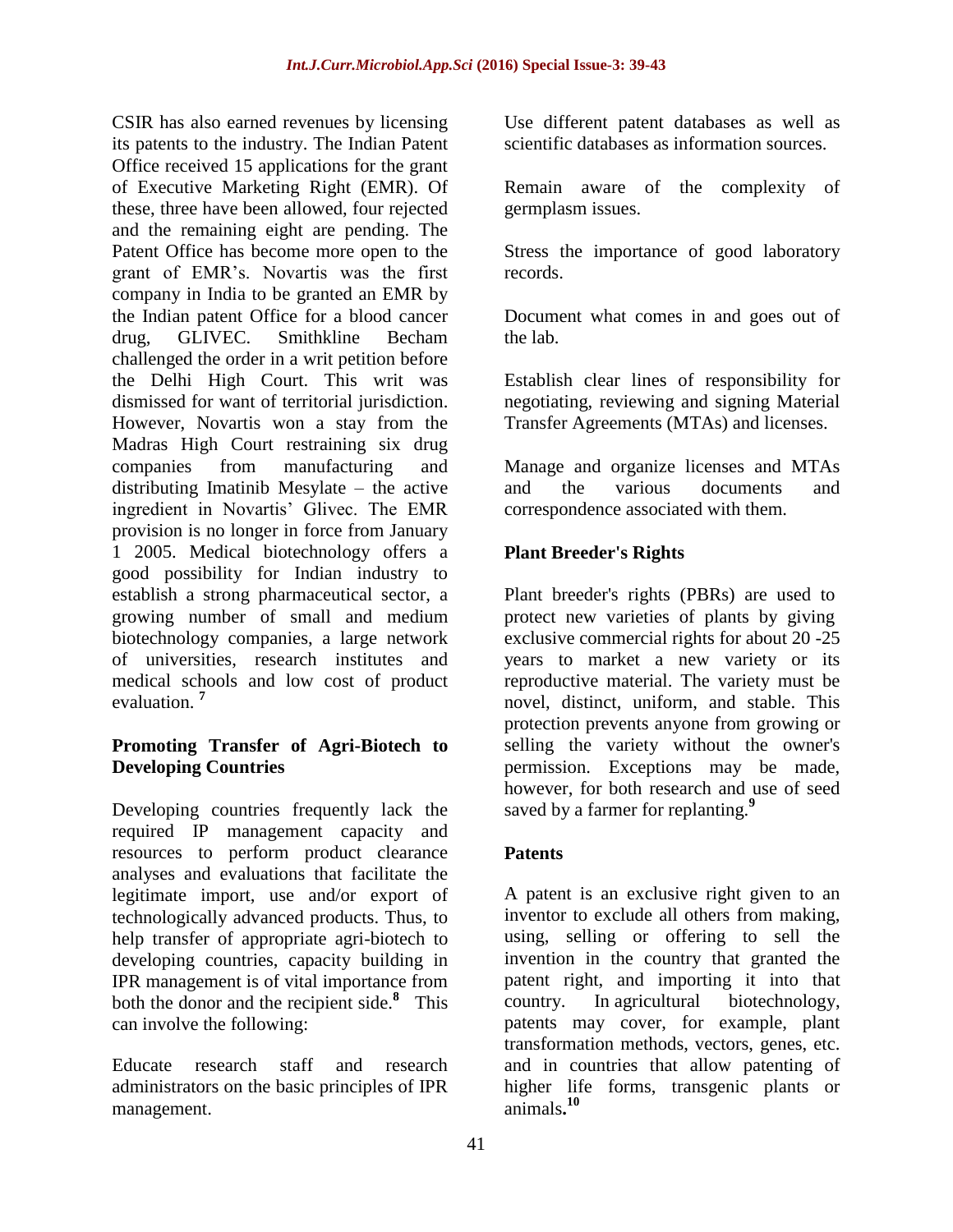CSIR has also earned revenues by licensing its patents to the industry. The Indian Patent Office received 15 applications for the grant of Executive Marketing Right (EMR). Of these, three have been allowed, four rejected and the remaining eight are pending. The Patent Office has become more open to the grant of EMR's. Novartis was the first company in India to be granted an EMR by the Indian patent Office for a blood cancer drug, GLIVEC. Smithkline Becham challenged the order in a writ petition before the Delhi High Court. This writ was dismissed for want of territorial jurisdiction. However, Novartis won a stay from the Madras High Court restraining six drug companies from manufacturing and distributing Imatinib Mesylate – the active ingredient in Novartis' Glivec. The EMR provision is no longer in force from January 1 2005. Medical biotechnology offers a good possibility for Indian industry to establish a strong pharmaceutical sector, a growing number of small and medium biotechnology companies, a large network of universities, research institutes and medical schools and low cost of product evaluation. [7]

### Promoting Transfer of Agri-Biotech to Developing Countries

Developing countries frequently lack the required IP management capacity and resources to perform product clearance analyses and evaluations that facilitate the legitimate import, use and/or export of technologically advanced products. Thus, to help transfer of appropriate agri-biotech to developing countries, capacity building in IPR management is of vital importance from both the donor and the recipient side.[8] This can involve the following:

Educate research staff and research administrators on the basic principles of IPR management.

Use different patent databases as well as scientific databases as information sources.

Remain aware of the complexity of germplasm issues.

Stress the importance of good laboratory records.

Document what comes in and goes out of the lab.

Establish clear lines of responsibility for negotiating, reviewing and signing Material Transfer Agreements (MTAs) and licenses.

Manage and organize licenses and MTAs and the various documents and correspondence associated with them.

### Plant Breeder's Rights

Plant breeder's rights (PBRs) are used to protect new varieties of plants by giving exclusive commercial rights for about 20 -25 years to market a new variety or its reproductive material. The variety must be novel, distinct, uniform, and stable. This protection prevents anyone from growing or selling the variety without the owner's permission. Exceptions may be made, however, for both research and use of seed saved by a farmer for replanting.[9]

### Patents

A patent is an exclusive right given to an inventor to exclude all others from making, using, selling or offering to sell the invention in the country that granted the patent right, and importing it into that country. In agricultural biotechnology, patents may cover, for example, plant transformation methods, vectors, genes, etc. and in countries that allow patenting of higher life forms, transgenic plants or animals.[10]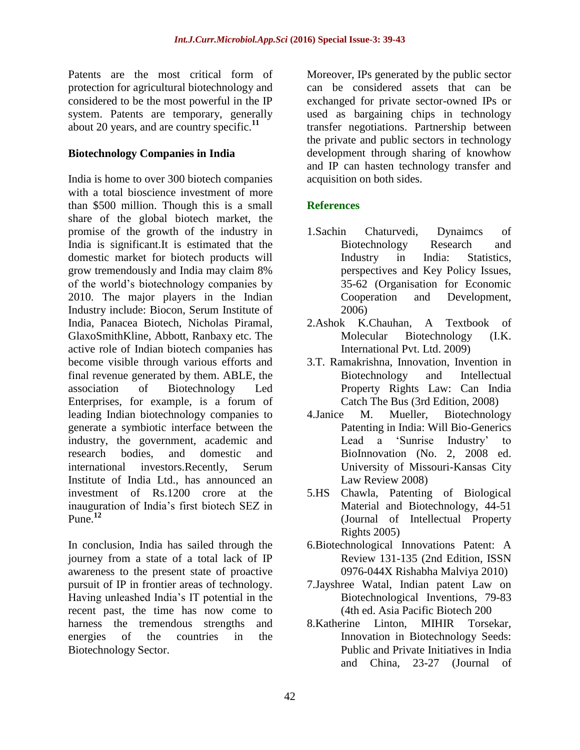Patents are the most critical form of protection for agricultural biotechnology and considered to be the most powerful in the IP system. Patents are temporary, generally about 20 years, and are country specific.[11]

**Biotechnology Companies in India**

India is home to over 300 biotech companies with a total bioscience investment of more than $500 million. Though this is a small share of the global biotech market, the promise of the growth of the industry in India is significant.It is estimated that the domestic market for biotech products will grow tremendously and India may claim 8% of the world's biotechnology companies by 2010. The major players in the Indian Industry include: Biocon, Serum Institute of India, Panacea Biotech, Nicholas Piramal, GlaxoSmithKline, Abbott, Ranbaxy etc. The active role of Indian biotech companies has become visible through various efforts and final revenue generated by them. ABLE, the association of Biotechnology Led Enterprises, for example, is a forum of leading Indian biotechnology companies to generate a symbiotic interface between the industry, the government, academic and research bodies, and domestic and international investors.Recently, Serum Institute of India Ltd., has announced an investment of Rs.1200 crore at the inauguration of India's first biotech SEZ in Pune.[12]

In conclusion, India has sailed through the journey from a state of a total lack of IP awareness to the present state of proactive pursuit of IP in frontier areas of technology. Having unleashed India's IT potential in the recent past, the time has now come to harness the tremendous strengths and energies of the countries in the Biotechnology Sector.

Moreover, IPs generated by the public sector can be considered assets that can be exchanged for private sector-owned IPs or used as bargaining chips in technology transfer negotiations. Partnership between the private and public sectors in technology development through sharing of knowhow and IP can hasten technology transfer and acquisition on both sides.

## References

1. Sachin Chaturvedi, Dynaimcs of Biotechnology Research and Industry in India: Statistics, perspectives and Key Policy Issues, 35-62 (Organisation for Economic Cooperation and Development, 2006)
2. Ashok K.Chauhan, A Textbook of Molecular Biotechnology (I.K. International Pvt. Ltd. 2009)
3. T. Ramakrishna, Innovation, Invention in Biotechnology and Intellectual Property Rights Law: Can India Catch The Bus (3rd Edition, 2008)
4. Janice M. Mueller, Biotechnology Patenting in India: Will Bio-Generics Lead a 'Sunrise Industry' to BioInnovation (No. 2, 2008 ed. University of Missouri-Kansas City Law Review 2008)
5. HS Chawla, Patenting of Biological Material and Biotechnology, 44-51 (Journal of Intellectual Property Rights 2005)
6. Biotechnological Innovations Patent: A Review 131-135 (2nd Edition, ISSN 0976-044X Rishabha Malviya 2010)
7. Jayshree Watal, Indian patent Law on Biotechnological Inventions, 79-83 (4th ed. Asia Pacific Biotech 200
8. Katherine Linton, MIHIR Torsekar, Innovation in Biotechnology Seeds: Public and Private Initiatives in India and China, 23-27 (Journal of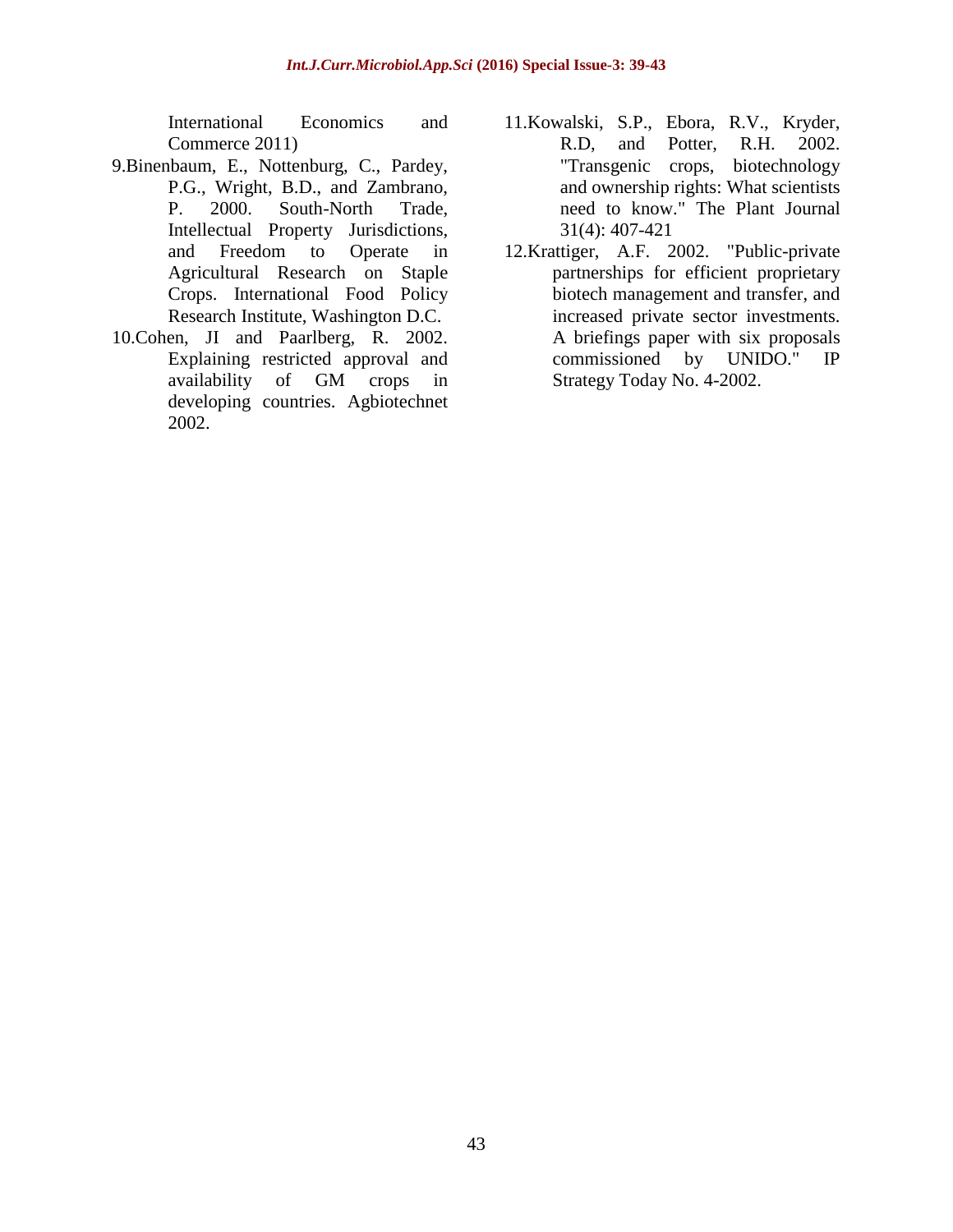International Economics and Commerce 2011)

9. Binenbaum, E., Nottenburg, C., Pardey, P.G., Wright, B.D., and Zambrano, P. 2000. South-North Trade, Intellectual Property Jurisdictions, and Freedom to Operate in Agricultural Research on Staple Crops. International Food Policy Research Institute, Washington D.C.
10. Cohen, JI and Paarlberg, R. 2002. Explaining restricted approval and availability of GM crops in developing countries. Agbiotechnet 2002.
11. Kowalski, S.P., Ebora, R.V., Kryder, R.D, and Potter, R.H. 2002. "Transgenic crops, biotechnology and ownership rights: What scientists need to know." The Plant Journal 31(4): 407-421
12. Krattiger, A.F. 2002. "Public-private partnerships for efficient proprietary biotech management and transfer, and increased private sector investments. A briefings paper with six proposals commissioned by UNIDO." IP Strategy Today No. 4-2002.